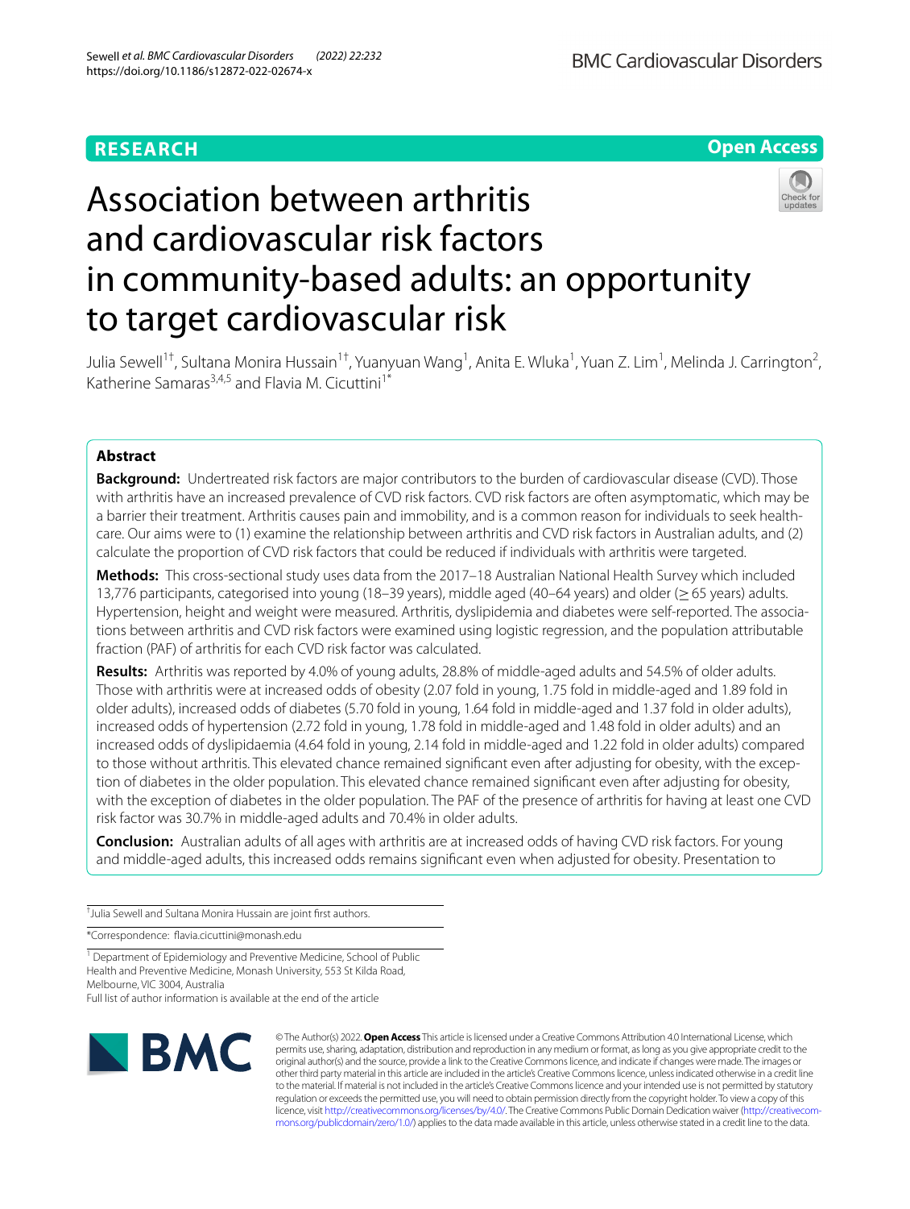RESEARCH

Open Access

# Association between arthritis and cardiovascular risk factors in community-based adults: an opportunity to target cardiovascular risk

Julia Sewell[1†], Sultana Monira Hussain[1†], Yuanyuan Wang[1], Anita E. Wluka[1], Yuan Z. Lim[1], Melinda J. Carrington[2], Katherine Samaras[3,4,5] and Flavia M. Cicuttini[1*]

## Abstract

**Background:** Undertreated risk factors are major contributors to the burden of cardiovascular disease (CVD). Those with arthritis have an increased prevalence of CVD risk factors. CVD risk factors are often asymptomatic, which may be a barrier their treatment. Arthritis causes pain and immobility, and is a common reason for individuals to seek health-care. Our aims were to (1) examine the relationship between arthritis and CVD risk factors in Australian adults, and (2) calculate the proportion of CVD risk factors that could be reduced if individuals with arthritis were targeted.

**Methods:** This cross-sectional study uses data from the 2017–18 Australian National Health Survey which included 13,776 participants, categorised into young (18–39 years), middle aged (40–64 years) and older (≥ 65 years) adults. Hypertension, height and weight were measured. Arthritis, dyslipidemia and diabetes were self-reported. The associations between arthritis and CVD risk factors were examined using logistic regression, and the population attributable fraction (PAF) of arthritis for each CVD risk factor was calculated.

**Results:** Arthritis was reported by 4.0% of young adults, 28.8% of middle-aged adults and 54.5% of older adults. Those with arthritis were at increased odds of obesity (2.07 fold in young, 1.75 fold in middle-aged and 1.89 fold in older adults), increased odds of diabetes (5.70 fold in young, 1.64 fold in middle-aged and 1.37 fold in older adults), increased odds of hypertension (2.72 fold in young, 1.78 fold in middle-aged and 1.48 fold in older adults) and an increased odds of dyslipidaemia (4.64 fold in young, 2.14 fold in middle-aged and 1.22 fold in older adults) compared to those without arthritis. This elevated chance remained significant even after adjusting for obesity, with the exception of diabetes in the older population. This elevated chance remained significant even after adjusting for obesity, with the exception of diabetes in the older population. The PAF of the presence of arthritis for having at least one CVD risk factor was 30.7% in middle-aged adults and 70.4% in older adults.

**Conclusion:** Australian adults of all ages with arthritis are at increased odds of having CVD risk factors. For young and middle-aged adults, this increased odds remains significant even when adjusted for obesity. Presentation to

---

† Julia Sewell and Sultana Monira Hussain are joint first authors.

*Correspondence: flavia.cicuttini@monash.edu

[1] Department of Epidemiology and Preventive Medicine, School of Public Health and Preventive Medicine, Monash University, 553 St Kilda Road, Melbourne, VIC 3004, Australia

Full list of author information is available at the end of the article

© The Author(s) 2022. **Open Access** This article is licensed under a Creative Commons Attribution 4.0 International License, which permits use, sharing, adaptation, distribution and reproduction in any medium or format, as long as you give appropriate credit to the original author(s) and the source, provide a link to the Creative Commons licence, and indicate if changes were made. The images or other third party material in this article are included in the article's Creative Commons licence, unless indicated otherwise in a credit line to the material. If material is not included in the article's Creative Commons licence and your intended use is not permitted by statutory regulation or exceeds the permitted use, you will need to obtain permission directly from the copyright holder. To view a copy of this licence, visit http://creativecommons.org/licenses/by/4.0/. The Creative Commons Public Domain Dedication waiver (http://creativecommons.org/publicdomain/zero/1.0/) applies to the data made available in this article, unless otherwise stated in a credit line to the data.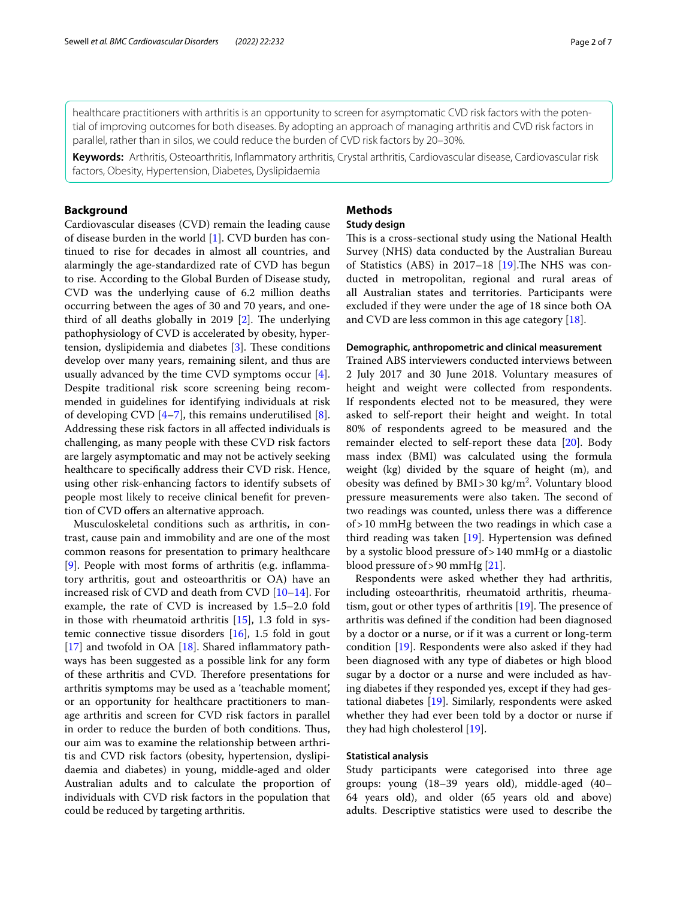healthcare practitioners with arthritis is an opportunity to screen for asymptomatic CVD risk factors with the potential of improving outcomes for both diseases. By adopting an approach of managing arthritis and CVD risk factors in parallel, rather than in silos, we could reduce the burden of CVD risk factors by 20–30%.

**Keywords:** Arthritis, Osteoarthritis, Inflammatory arthritis, Crystal arthritis, Cardiovascular disease, Cardiovascular risk factors, Obesity, Hypertension, Diabetes, Dyslipidaemia

## Background

Cardiovascular diseases (CVD) remain the leading cause of disease burden in the world [1]. CVD burden has continued to rise for decades in almost all countries, and alarmingly the age-standardized rate of CVD has begun to rise. According to the Global Burden of Disease study, CVD was the underlying cause of 6.2 million deaths occurring between the ages of 30 and 70 years, and one-third of all deaths globally in 2019 [2]. The underlying pathophysiology of CVD is accelerated by obesity, hypertension, dyslipidemia and diabetes [3]. These conditions develop over many years, remaining silent, and thus are usually advanced by the time CVD symptoms occur [4]. Despite traditional risk score screening being recommended in guidelines for identifying individuals at risk of developing CVD [4–7], this remains underutilised [8]. Addressing these risk factors in all affected individuals is challenging, as many people with these CVD risk factors are largely asymptomatic and may not be actively seeking healthcare to specifically address their CVD risk. Hence, using other risk-enhancing factors to identify subsets of people most likely to receive clinical benefit for prevention of CVD offers an alternative approach.

Musculoskeletal conditions such as arthritis, in contrast, cause pain and immobility and are one of the most common reasons for presentation to primary healthcare [9]. People with most forms of arthritis (e.g. inflammatory arthritis, gout and osteoarthritis or OA) have an increased risk of CVD and death from CVD [10–14]. For example, the rate of CVD is increased by 1.5–2.0 fold in those with rheumatoid arthritis [15], 1.3 fold in systemic connective tissue disorders [16], 1.5 fold in gout [17] and twofold in OA [18]. Shared inflammatory pathways has been suggested as a possible link for any form of these arthritis and CVD. Therefore presentations for arthritis symptoms may be used as a 'teachable moment', or an opportunity for healthcare practitioners to manage arthritis and screen for CVD risk factors in parallel in order to reduce the burden of both conditions. Thus, our aim was to examine the relationship between arthritis and CVD risk factors (obesity, hypertension, dyslipidaemia and diabetes) in young, middle-aged and older Australian adults and to calculate the proportion of individuals with CVD risk factors in the population that could be reduced by targeting arthritis.

## Methods

### Study design

This is a cross-sectional study using the National Health Survey (NHS) data conducted by the Australian Bureau of Statistics (ABS) in 2017–18 [19].The NHS was conducted in metropolitan, regional and rural areas of all Australian states and territories. Participants were excluded if they were under the age of 18 since both OA and CVD are less common in this age category [18].

### Demographic, anthropometric and clinical measurement

Trained ABS interviewers conducted interviews between 2 July 2017 and 30 June 2018. Voluntary measures of height and weight were collected from respondents. If respondents elected not to be measured, they were asked to self-report their height and weight. In total 80% of respondents agreed to be measured and the remainder elected to self-report these data [20]. Body mass index (BMI) was calculated using the formula weight (kg) divided by the square of height (m), and obesity was defined by BMI > 30 kg/m$^2$. Voluntary blood pressure measurements were also taken. The second of two readings was counted, unless there was a difference of > 10 mmHg between the two readings in which case a third reading was taken [19]. Hypertension was defined by a systolic blood pressure of > 140 mmHg or a diastolic blood pressure of > 90 mmHg [21].

Respondents were asked whether they had arthritis, including osteoarthritis, rheumatoid arthritis, rheumatism, gout or other types of arthritis [19]. The presence of arthritis was defined if the condition had been diagnosed by a doctor or a nurse, or if it was a current or long-term condition [19]. Respondents were also asked if they had been diagnosed with any type of diabetes or high blood sugar by a doctor or a nurse and were included as having diabetes if they responded yes, except if they had gestational diabetes [19]. Similarly, respondents were asked whether they had ever been told by a doctor or nurse if they had high cholesterol [19].

### Statistical analysis

Study participants were categorised into three age groups: young (18–39 years old), middle-aged (40–64 years old), and older (65 years old and above) adults. Descriptive statistics were used to describe the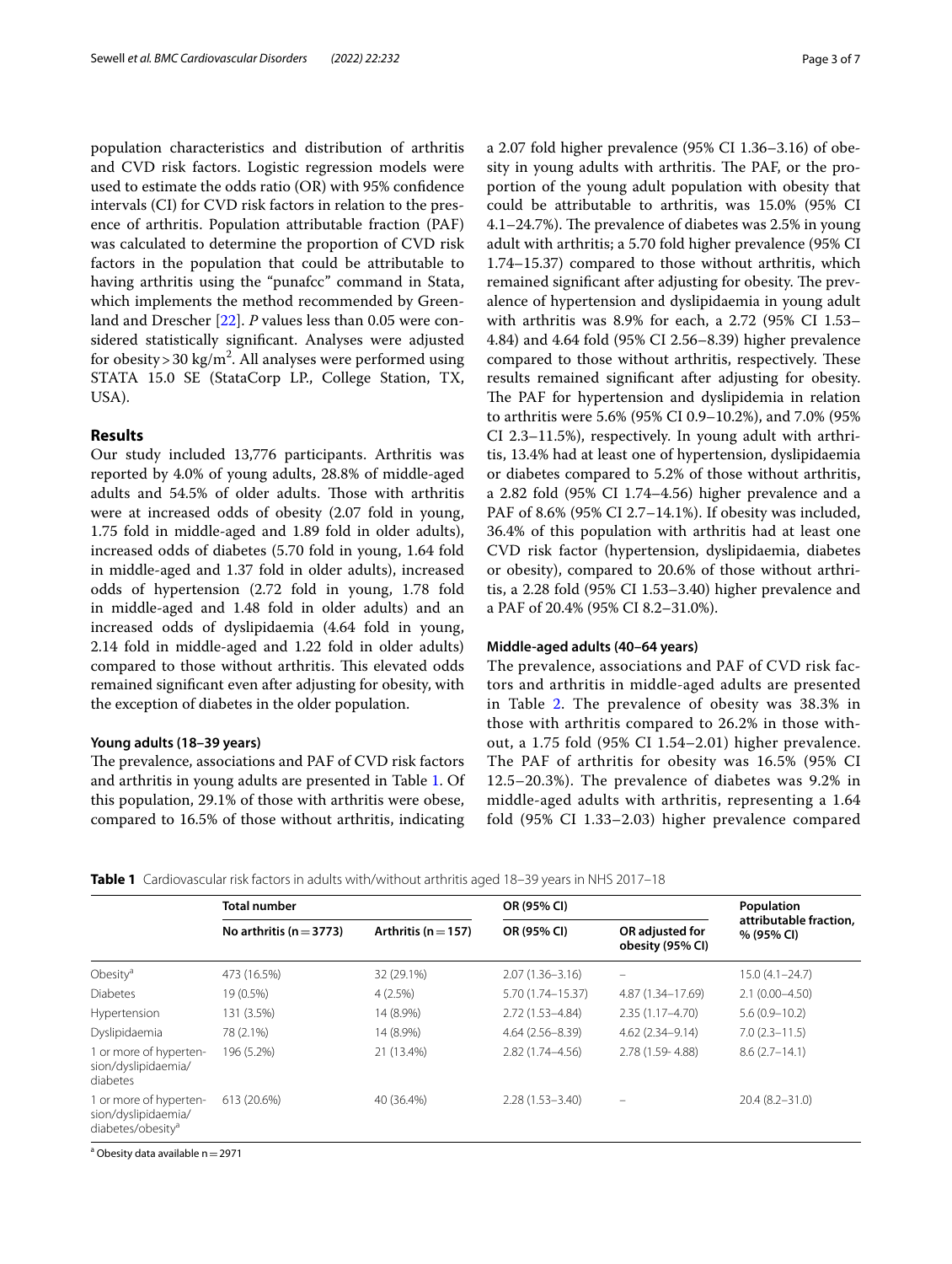population characteristics and distribution of arthritis and CVD risk factors. Logistic regression models were used to estimate the odds ratio (OR) with 95% confidence intervals (CI) for CVD risk factors in relation to the presence of arthritis. Population attributable fraction (PAF) was calculated to determine the proportion of CVD risk factors in the population that could be attributable to having arthritis using the "punafcc" command in Stata, which implements the method recommended by Greenland and Drescher [22]. *P* values less than 0.05 were considered statistically significant. Analyses were adjusted for obesity > 30 $kg/m^2$. All analyses were performed using STATA 15.0 SE (StataCorp LP., College Station, TX, USA).

## Results

Our study included 13,776 participants. Arthritis was reported by 4.0% of young adults, 28.8% of middle-aged adults and 54.5% of older adults. Those with arthritis were at increased odds of obesity (2.07 fold in young, 1.75 fold in middle-aged and 1.89 fold in older adults), increased odds of diabetes (5.70 fold in young, 1.64 fold in middle-aged and 1.37 fold in older adults), increased odds of hypertension (2.72 fold in young, 1.78 fold in middle-aged and 1.48 fold in older adults) and an increased odds of dyslipidaemia (4.64 fold in young, 2.14 fold in middle-aged and 1.22 fold in older adults) compared to those without arthritis. This elevated odds remained significant even after adjusting for obesity, with the exception of diabetes in the older population.

### Young adults (18–39 years)

The prevalence, associations and PAF of CVD risk factors and arthritis in young adults are presented in Table 1. Of this population, 29.1% of those with arthritis were obese, compared to 16.5% of those without arthritis, indicating a 2.07 fold higher prevalence (95% CI 1.36–3.16) of obesity in young adults with arthritis. The PAF, or the proportion of the young adult population with obesity that could be attributable to arthritis, was 15.0% (95% CI 4.1–24.7%). The prevalence of diabetes was 2.5% in young adult with arthritis; a 5.70 fold higher prevalence (95% CI 1.74–15.37) compared to those without arthritis, which remained significant after adjusting for obesity. The prevalence of hypertension and dyslipidaemia in young adult with arthritis was 8.9% for each, a 2.72 (95% CI 1.53–4.84) and 4.64 fold (95% CI 2.56–8.39) higher prevalence compared to those without arthritis, respectively. These results remained significant after adjusting for obesity. The PAF for hypertension and dyslipidemia in relation to arthritis were 5.6% (95% CI 0.9–10.2%), and 7.0% (95% CI 2.3–11.5%), respectively. In young adult with arthritis, 13.4% had at least one of hypertension, dyslipidaemia or diabetes compared to 5.2% of those without arthritis, a 2.82 fold (95% CI 1.74–4.56) higher prevalence and a PAF of 8.6% (95% CI 2.7–14.1%). If obesity was included, 36.4% of this population with arthritis had at least one CVD risk factor (hypertension, dyslipidaemia, diabetes or obesity), compared to 20.6% of those without arthritis, a 2.28 fold (95% CI 1.53–3.40) higher prevalence and a PAF of 20.4% (95% CI 8.2–31.0%).

### Middle-aged adults (40–64 years)

The prevalence, associations and PAF of CVD risk factors and arthritis in middle-aged adults are presented in Table 2. The prevalence of obesity was 38.3% in those with arthritis compared to 26.2% in those without, a 1.75 fold (95% CI 1.54–2.01) higher prevalence. The PAF of arthritis for obesity was 16.5% (95% CI 12.5–20.3%). The prevalence of diabetes was 9.2% in middle-aged adults with arthritis, representing a 1.64 fold (95% CI 1.33–2.03) higher prevalence compared

**Table 1** Cardiovascular risk factors in adults with/without arthritis aged 18–39 years in NHS 2017–18

| | Total number | | OR (95% CI) | | Population attributable fraction, % (95% CI) |
|---|---|---|---|---|---|
| | No arthritis (n = 3773) | Arthritis (n = 157) | OR (95% CI) | OR adjusted for obesity (95% CI) | |
| Obesity[a] | 473 (16.5%) | 32 (29.1%) | 2.07 (1.36–3.16) | – | 15.0 (4.1–24.7) |
| Diabetes | 19 (0.5%) | 4 (2.5%) | 5.70 (1.74–15.37) | 4.87 (1.34–17.69) | 2.1 (0.00–4.50) |
| Hypertension | 131 (3.5%) | 14 (8.9%) | 2.72 (1.53–4.84) | 2.35 (1.17–4.70) | 5.6 (0.9–10.2) |
| Dyslipidaemia | 78 (2.1%) | 14 (8.9%) | 4.64 (2.56–8.39) | 4.62 (2.34–9.14) | 7.0 (2.3–11.5) |
| 1 or more of hypertension/dyslipidaemia/diabetes | 196 (5.2%) | 21 (13.4%) | 2.82 (1.74–4.56) | 2.78 (1.59- 4.88) | 8.6 (2.7–14.1) |
| 1 or more of hypertension/dyslipidaemia/diabetes/obesity[a] | 613 (20.6%) | 40 (36.4%) | 2.28 (1.53–3.40) | – | 20.4 (8.2–31.0) |

[a] Obesity data available n = 2971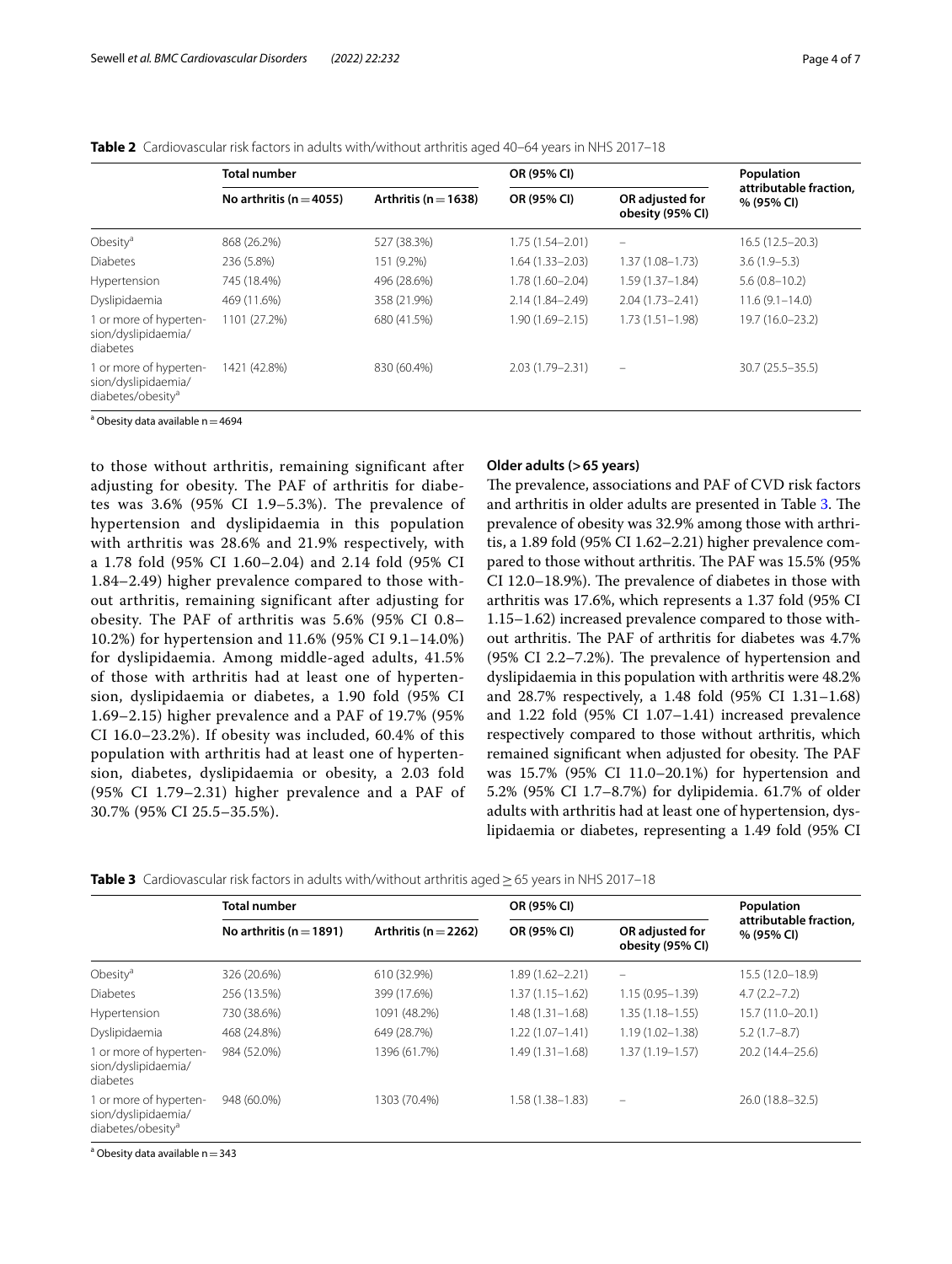**Table 2** Cardiovascular risk factors in adults with/without arthritis aged 40–64 years in NHS 2017–18

| | Total number | | OR (95% CI) | | Population attributable fraction, % (95% CI) |
|---|---|---|---|---|---|
| | No arthritis (n = 4055) | Arthritis (n = 1638) | OR (95% CI) | OR adjusted for obesity (95% CI) | |
| Obesity[a] | 868 (26.2%) | 527 (38.3%) | 1.75 (1.54–2.01) | – | 16.5 (12.5–20.3) |
| Diabetes | 236 (5.8%) | 151 (9.2%) | 1.64 (1.33–2.03) | 1.37 (1.08–1.73) | 3.6 (1.9–5.3) |
| Hypertension | 745 (18.4%) | 496 (28.6%) | 1.78 (1.60–2.04) | 1.59 (1.37–1.84) | 5.6 (0.8–10.2) |
| Dyslipidaemia | 469 (11.6%) | 358 (21.9%) | 2.14 (1.84–2.49) | 2.04 (1.73–2.41) | 11.6 (9.1–14.0) |
| 1 or more of hypertension/dyslipidaemia/diabetes | 1101 (27.2%) | 680 (41.5%) | 1.90 (1.69–2.15) | 1.73 (1.51–1.98) | 19.7 (16.0–23.2) |
| 1 or more of hypertension/dyslipidaemia/diabetes/obesity[a] | 1421 (42.8%) | 830 (60.4%) | 2.03 (1.79–2.31) | – | 30.7 (25.5–35.5) |

[a] Obesity data available n = 4694

to those without arthritis, remaining significant after adjusting for obesity. The PAF of arthritis for diabetes was 3.6% (95% CI 1.9–5.3%). The prevalence of hypertension and dyslipidaemia in this population with arthritis was 28.6% and 21.9% respectively, with a 1.78 fold (95% CI 1.60–2.04) and 2.14 fold (95% CI 1.84–2.49) higher prevalence compared to those without arthritis, remaining significant after adjusting for obesity. The PAF of arthritis was 5.6% (95% CI 0.8–10.2%) for hypertension and 11.6% (95% CI 9.1–14.0%) for dyslipidaemia. Among middle-aged adults, 41.5% of those with arthritis had at least one of hypertension, dyslipidaemia or diabetes, a 1.90 fold (95% CI 1.69–2.15) higher prevalence and a PAF of 19.7% (95% CI 16.0–23.2%). If obesity was included, 60.4% of this population with arthritis had at least one of hypertension, diabetes, dyslipidaemia or obesity, a 2.03 fold (95% CI 1.79–2.31) higher prevalence and a PAF of 30.7% (95% CI 25.5–35.5%).

### Older adults (> 65 years)

The prevalence, associations and PAF of CVD risk factors and arthritis in older adults are presented in Table 3. The prevalence of obesity was 32.9% among those with arthritis, a 1.89 fold (95% CI 1.62–2.21) higher prevalence compared to those without arthritis. The PAF was 15.5% (95% CI 12.0–18.9%). The prevalence of diabetes in those with arthritis was 17.6%, which represents a 1.37 fold (95% CI 1.15–1.62) increased prevalence compared to those without arthritis. The PAF of arthritis for diabetes was 4.7% (95% CI 2.2–7.2%). The prevalence of hypertension and dyslipidaemia in this population with arthritis were 48.2% and 28.7% respectively, a 1.48 fold (95% CI 1.31–1.68) and 1.22 fold (95% CI 1.07–1.41) increased prevalence respectively compared to those without arthritis, which remained significant when adjusted for obesity. The PAF was 15.7% (95% CI 11.0–20.1%) for hypertension and 5.2% (95% CI 1.7–8.7%) for dylipidemia. 61.7% of older adults with arthritis had at least one of hypertension, dyslipidaemia or diabetes, representing a 1.49 fold (95% CI

**Table 3** Cardiovascular risk factors in adults with/without arthritis aged ≥ 65 years in NHS 2017–18

| | Total number | | OR (95% CI) | | Population attributable fraction, % (95% CI) |
|---|---|---|---|---|---|
| | No arthritis (n = 1891) | Arthritis (n = 2262) | OR (95% CI) | OR adjusted for obesity (95% CI) | |
| Obesity[a] | 326 (20.6%) | 610 (32.9%) | 1.89 (1.62–2.21) | – | 15.5 (12.0–18.9) |
| Diabetes | 256 (13.5%) | 399 (17.6%) | 1.37 (1.15–1.62) | 1.15 (0.95–1.39) | 4.7 (2.2–7.2) |
| Hypertension | 730 (38.6%) | 1091 (48.2%) | 1.48 (1.31–1.68) | 1.35 (1.18–1.55) | 15.7 (11.0–20.1) |
| Dyslipidaemia | 468 (24.8%) | 649 (28.7%) | 1.22 (1.07–1.41) | 1.19 (1.02–1.38) | 5.2 (1.7–8.7) |
| 1 or more of hypertension/dyslipidaemia/diabetes | 984 (52.0%) | 1396 (61.7%) | 1.49 (1.31–1.68) | 1.37 (1.19–1.57) | 20.2 (14.4–25.6) |
| 1 or more of hypertension/dyslipidaemia/diabetes/obesity[a] | 948 (60.0%) | 1303 (70.4%) | 1.58 (1.38–1.83) | – | 26.0 (18.8–32.5) |

[a] Obesity data available n = 343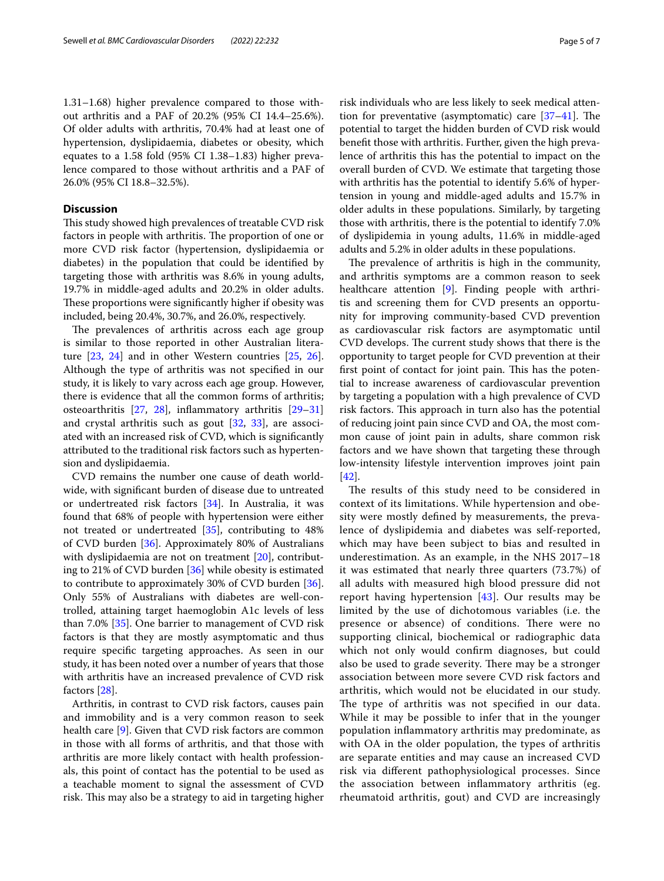1.31–1.68) higher prevalence compared to those without arthritis and a PAF of 20.2% (95% CI 14.4–25.6%). Of older adults with arthritis, 70.4% had at least one of hypertension, dyslipidaemia, diabetes or obesity, which equates to a 1.58 fold (95% CI 1.38–1.83) higher prevalence compared to those without arthritis and a PAF of 26.0% (95% CI 18.8–32.5%).

## Discussion

This study showed high prevalences of treatable CVD risk factors in people with arthritis. The proportion of one or more CVD risk factor (hypertension, dyslipidaemia or diabetes) in the population that could be identified by targeting those with arthritis was 8.6% in young adults, 19.7% in middle-aged adults and 20.2% in older adults. These proportions were significantly higher if obesity was included, being 20.4%, 30.7%, and 26.0%, respectively.

The prevalences of arthritis across each age group is similar to those reported in other Australian literature [23, 24] and in other Western countries [25, 26]. Although the type of arthritis was not specified in our study, it is likely to vary across each age group. However, there is evidence that all the common forms of arthritis; osteoarthritis [27, 28], inflammatory arthritis [29–31] and crystal arthritis such as gout [32, 33], are associated with an increased risk of CVD, which is significantly attributed to the traditional risk factors such as hypertension and dyslipidaemia.

CVD remains the number one cause of death worldwide, with significant burden of disease due to untreated or undertreated risk factors [34]. In Australia, it was found that 68% of people with hypertension were either not treated or undertreated [35], contributing to 48% of CVD burden [36]. Approximately 80% of Australians with dyslipidaemia are not on treatment [20], contributing to 21% of CVD burden [36] while obesity is estimated to contribute to approximately 30% of CVD burden [36]. Only 55% of Australians with diabetes are well-controlled, attaining target haemoglobin A1c levels of less than 7.0% [35]. One barrier to management of CVD risk factors is that they are mostly asymptomatic and thus require specific targeting approaches. As seen in our study, it has been noted over a number of years that those with arthritis have an increased prevalence of CVD risk factors [28].

Arthritis, in contrast to CVD risk factors, causes pain and immobility and is a very common reason to seek health care [9]. Given that CVD risk factors are common in those with all forms of arthritis, and that those with arthritis are more likely contact with health professionals, this point of contact has the potential to be used as a teachable moment to signal the assessment of CVD risk. This may also be a strategy to aid in targeting higher risk individuals who are less likely to seek medical attention for preventative (asymptomatic) care [37–41]. The potential to target the hidden burden of CVD risk would benefit those with arthritis. Further, given the high prevalence of arthritis this has the potential to impact on the overall burden of CVD. We estimate that targeting those with arthritis has the potential to identify 5.6% of hypertension in young and middle-aged adults and 15.7% in older adults in these populations. Similarly, by targeting those with arthritis, there is the potential to identify 7.0% of dyslipidemia in young adults, 11.6% in middle-aged adults and 5.2% in older adults in these populations.

The prevalence of arthritis is high in the community, and arthritis symptoms are a common reason to seek healthcare attention [9]. Finding people with arthritis and screening them for CVD presents an opportunity for improving community-based CVD prevention as cardiovascular risk factors are asymptomatic until CVD develops. The current study shows that there is the opportunity to target people for CVD prevention at their first point of contact for joint pain. This has the potential to increase awareness of cardiovascular prevention by targeting a population with a high prevalence of CVD risk factors. This approach in turn also has the potential of reducing joint pain since CVD and OA, the most common cause of joint pain in adults, share common risk factors and we have shown that targeting these through low-intensity lifestyle intervention improves joint pain [42].

The results of this study need to be considered in context of its limitations. While hypertension and obesity were mostly defined by measurements, the prevalence of dyslipidemia and diabetes was self-reported, which may have been subject to bias and resulted in underestimation. As an example, in the NHS 2017–18 it was estimated that nearly three quarters (73.7%) of all adults with measured high blood pressure did not report having hypertension [43]. Our results may be limited by the use of dichotomous variables (i.e. the presence or absence) of conditions. There were no supporting clinical, biochemical or radiographic data which not only would confirm diagnoses, but could also be used to grade severity. There may be a stronger association between more severe CVD risk factors and arthritis, which would not be elucidated in our study. The type of arthritis was not specified in our data. While it may be possible to infer that in the younger population inflammatory arthritis may predominate, as with OA in the older population, the types of arthritis are separate entities and may cause an increased CVD risk via different pathophysiological processes. Since the association between inflammatory arthritis (eg. rheumatoid arthritis, gout) and CVD are increasingly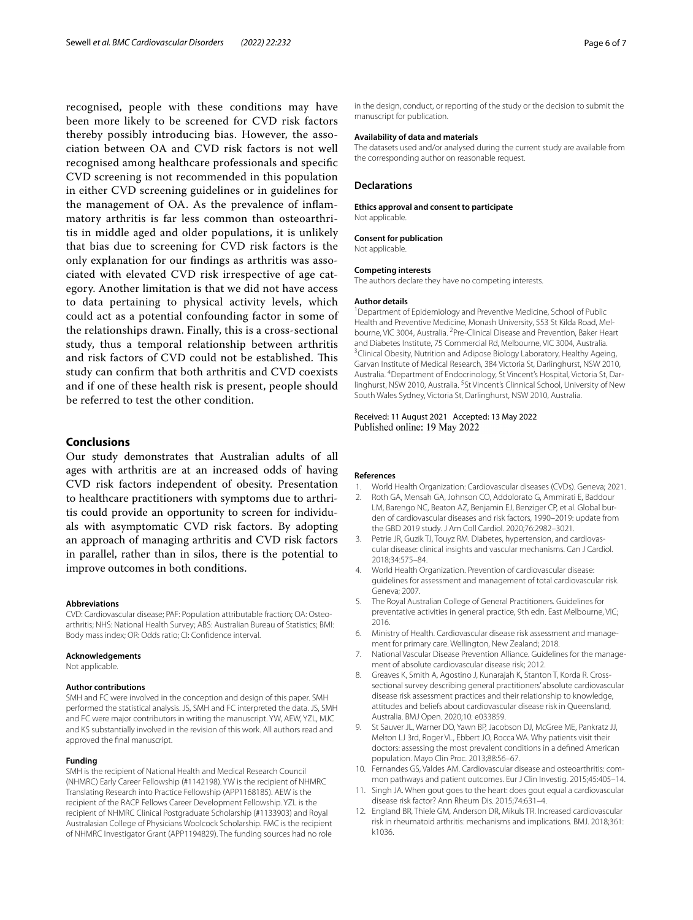recognised, people with these conditions may have been more likely to be screened for CVD risk factors thereby possibly introducing bias. However, the association between OA and CVD risk factors is not well recognised among healthcare professionals and specific CVD screening is not recommended in this population in either CVD screening guidelines or in guidelines for the management of OA. As the prevalence of inflammatory arthritis is far less common than osteoarthritis in middle aged and older populations, it is unlikely that bias due to screening for CVD risk factors is the only explanation for our findings as arthritis was associated with elevated CVD risk irrespective of age category. Another limitation is that we did not have access to data pertaining to physical activity levels, which could act as a potential confounding factor in some of the relationships drawn. Finally, this is a cross-sectional study, thus a temporal relationship between arthritis and risk factors of CVD could not be established. This study can confirm that both arthritis and CVD coexists and if one of these health risk is present, people should be referred to test the other condition.

## Conclusions

Our study demonstrates that Australian adults of all ages with arthritis are at an increased odds of having CVD risk factors independent of obesity. Presentation to healthcare practitioners with symptoms due to arthritis could provide an opportunity to screen for individuals with asymptomatic CVD risk factors. By adopting an approach of managing arthritis and CVD risk factors in parallel, rather than in silos, there is the potential to improve outcomes in both conditions.

#### Abbreviations

CVD: Cardiovascular disease; PAF: Population attributable fraction; OA: Osteoarthritis; NHS: National Health Survey; ABS: Australian Bureau of Statistics; BMI: Body mass index; OR: Odds ratio; CI: Confidence interval.

#### Acknowledgements

Not applicable.

#### Author contributions

SMH and FC were involved in the conception and design of this paper. SMH performed the statistical analysis. JS, SMH and FC interpreted the data. JS, SMH and FC were major contributors in writing the manuscript. YW, AEW, YZL, MJC and KS substantially involved in the revision of this work. All authors read and approved the final manuscript.

#### Funding

SMH is the recipient of National Health and Medical Research Council (NHMRC) Early Career Fellowship (#1142198). YW is the recipient of NHMRC Translating Research into Practice Fellowship (APP1168185). AEW is the recipient of the RACP Fellows Career Development Fellowship. YZL is the recipient of NHMRC Clinical Postgraduate Scholarship (#1133903) and Royal Australasian College of Physicians Woolcock Scholarship. FMC is the recipient of NHMRC Investigator Grant (APP1194829). The funding sources had no role in the design, conduct, or reporting of the study or the decision to submit the manuscript for publication.

#### Availability of data and materials

The datasets used and/or analysed during the current study are available from the corresponding author on reasonable request.

### Declarations

#### Ethics approval and consent to participate

Not applicable.

#### Consent for publication

Not applicable.

#### Competing interests

The authors declare they have no competing interests.

#### Author details

[1]Department of Epidemiology and Preventive Medicine, School of Public Health and Preventive Medicine, Monash University, 553 St Kilda Road, Melbourne, VIC 3004, Australia. [2]Pre-Clinical Disease and Prevention, Baker Heart and Diabetes Institute, 75 Commercial Rd, Melbourne, VIC 3004, Australia. [3]Clinical Obesity, Nutrition and Adipose Biology Laboratory, Healthy Ageing, Garvan Institute of Medical Research, 384 Victoria St, Darlinghurst, NSW 2010, Australia. [4]Department of Endocrinology, St Vincent's Hospital, Victoria St, Darlinghurst, NSW 2010, Australia. [5]St Vincent's Clinnical School, University of New South Wales Sydney, Victoria St, Darlinghurst, NSW 2010, Australia.

Received: 11 August 2021 Accepted: 13 May 2022
Published online: 19 May 2022

#### References

1. World Health Organization: Cardiovascular diseases (CVDs). Geneva; 2021.
2. Roth GA, Mensah GA, Johnson CO, Addolorato G, Ammirati E, Baddour LM, Barengo NC, Beaton AZ, Benjamin EJ, Benziger CP, et al. Global burden of cardiovascular diseases and risk factors, 1990–2019: update from the GBD 2019 study. J Am Coll Cardiol. 2020;76:2982–3021.
3. Petrie JR, Guzik TJ, Touyz RM. Diabetes, hypertension, and cardiovascular disease: clinical insights and vascular mechanisms. Can J Cardiol. 2018;34:575–84.
4. World Health Organization. Prevention of cardiovascular disease: guidelines for assessment and management of total cardiovascular risk. Geneva; 2007.
5. The Royal Australian College of General Practitioners. Guidelines for preventative activities in general practice, 9th edn. East Melbourne, VIC; 2016.
6. Ministry of Health. Cardiovascular disease risk assessment and management for primary care. Wellington, New Zealand; 2018.
7. National Vascular Disease Prevention Alliance. Guidelines for the management of absolute cardiovascular disease risk; 2012.
8. Greaves K, Smith A, Agostino J, Kunarajah K, Stanton T, Korda R. Cross-sectional survey describing general practitioners' absolute cardiovascular disease risk assessment practices and their relationship to knowledge, attitudes and beliefs about cardiovascular disease risk in Queensland, Australia. BMJ Open. 2020;10: e033859.
9. St Sauver JL, Warner DO, Yawn BP, Jacobson DJ, McGree ME, Pankratz JJ, Melton LJ 3rd, Roger VL, Ebbert JO, Rocca WA. Why patients visit their doctors: assessing the most prevalent conditions in a defined American population. Mayo Clin Proc. 2013;88:56–67.
10. Fernandes GS, Valdes AM. Cardiovascular disease and osteoarthritis: common pathways and patient outcomes. Eur J Clin Investig. 2015;45:405–14.
11. Singh JA. When gout goes to the heart: does gout equal a cardiovascular disease risk factor? Ann Rheum Dis. 2015;74:631–4.
12. England BR, Thiele GM, Anderson DR, Mikuls TR. Increased cardiovascular risk in rheumatoid arthritis: mechanisms and implications. BMJ. 2018;361: k1036.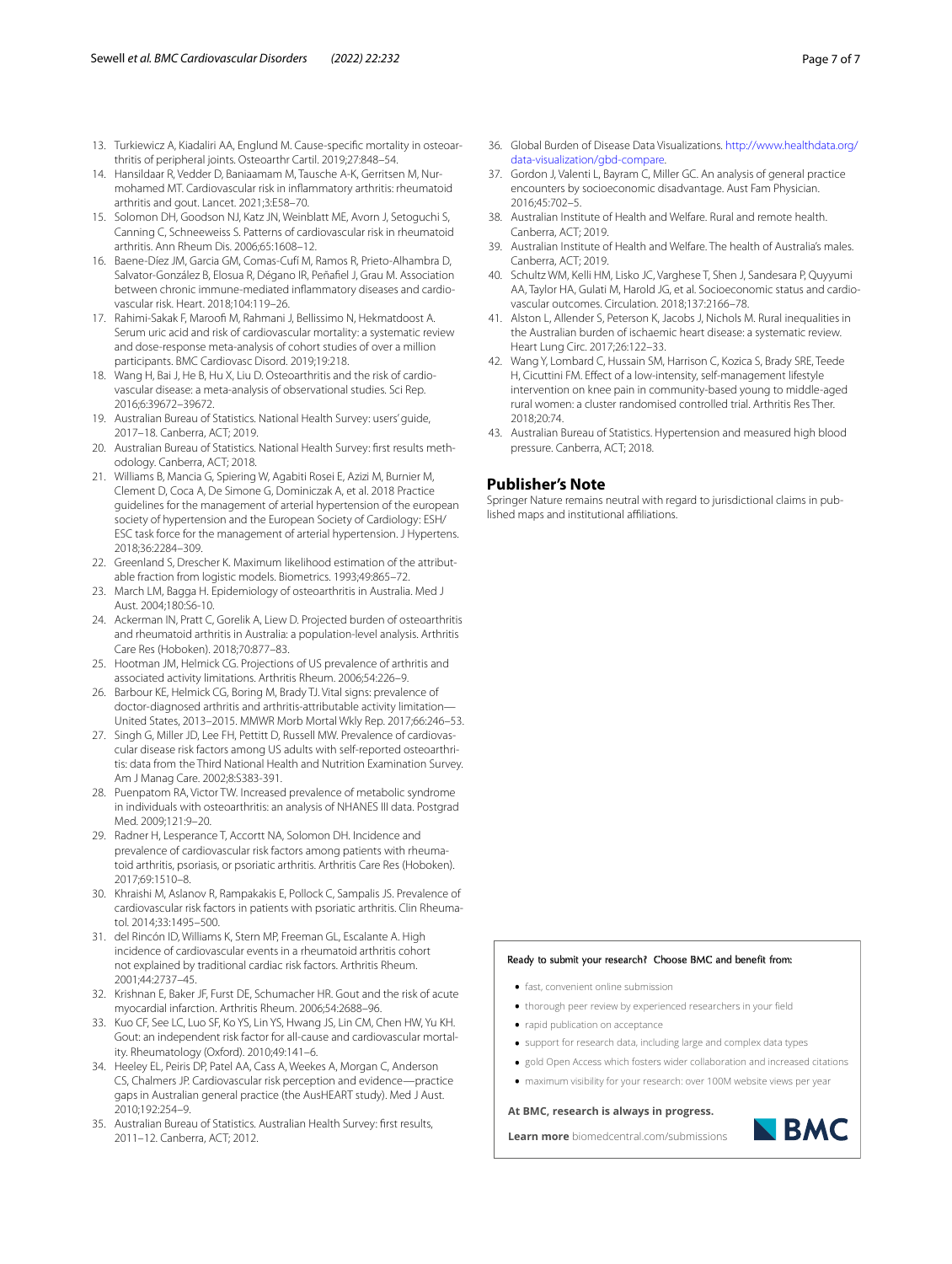13. Turkiewicz A, Kiadaliri AA, Englund M. Cause-specific mortality in osteoarthritis of peripheral joints. Osteoarthr Cartil. 2019;27:848–54.
14. Hansildaar R, Vedder D, Baniaamam M, Tausche A-K, Gerritsen M, Nurmohamed MT. Cardiovascular risk in inflammatory arthritis: rheumatoid arthritis and gout. Lancet. 2021;3:E58–70.
15. Solomon DH, Goodson NJ, Katz JN, Weinblatt ME, Avorn J, Setoguchi S, Canning C, Schneeweiss S. Patterns of cardiovascular risk in rheumatoid arthritis. Ann Rheum Dis. 2006;65:1608–12.
16. Baene-Díez JM, Garcia GM, Comas-Cufí M, Ramos R, Prieto-Alhambra D, Salvator-González B, Elosua R, Dégano IR, Peñafiel J, Grau M. Association between chronic immune-mediated inflammatory diseases and cardiovascular risk. Heart. 2018;104:119–26.
17. Rahimi-Sakak F, Maroofi M, Rahmani J, Bellissimo N, Hekmatdoost A. Serum uric acid and risk of cardiovascular mortality: a systematic review and dose-response meta-analysis of cohort studies of over a million participants. BMC Cardiovasc Disord. 2019;19:218.
18. Wang H, Bai J, He B, Hu X, Liu D. Osteoarthritis and the risk of cardiovascular disease: a meta-analysis of observational studies. Sci Rep. 2016;6:39672–39672.
19. Australian Bureau of Statistics. National Health Survey: users' guide, 2017–18. Canberra, ACT; 2019.
20. Australian Bureau of Statistics. National Health Survey: first results methodology. Canberra, ACT; 2018.
21. Williams B, Mancia G, Spiering W, Agabiti Rosei E, Azizi M, Burnier M, Clement D, Coca A, De Simone G, Dominiczak A, et al. 2018 Practice guidelines for the management of arterial hypertension of the european society of hypertension and the European Society of Cardiology: ESH/ESC task force for the management of arterial hypertension. J Hypertens. 2018;36:2284–309.
22. Greenland S, Drescher K. Maximum likelihood estimation of the attributable fraction from logistic models. Biometrics. 1993;49:865–72.
23. March LM, Bagga H. Epidemiology of osteoarthritis in Australia. Med J Aust. 2004;180:S6-10.
24. Ackerman IN, Pratt C, Gorelik A, Liew D. Projected burden of osteoarthritis and rheumatoid arthritis in Australia: a population-level analysis. Arthritis Care Res (Hoboken). 2018;70:877–83.
25. Hootman JM, Helmick CG. Projections of US prevalence of arthritis and associated activity limitations. Arthritis Rheum. 2006;54:226–9.
26. Barbour KE, Helmick CG, Boring M, Brady TJ. Vital signs: prevalence of doctor-diagnosed arthritis and arthritis-attributable activity limitation—United States, 2013–2015. MMWR Morb Mortal Wkly Rep. 2017;66:246–53.
27. Singh G, Miller JD, Lee FH, Pettitt D, Russell MW. Prevalence of cardiovascular disease risk factors among US adults with self-reported osteoarthritis: data from the Third National Health and Nutrition Examination Survey. Am J Manag Care. 2002;8:S383-391.
28. Puenpatom RA, Victor TW. Increased prevalence of metabolic syndrome in individuals with osteoarthritis: an analysis of NHANES III data. Postgrad Med. 2009;121:9–20.
29. Radner H, Lesperance T, Accortt NA, Solomon DH. Incidence and prevalence of cardiovascular risk factors among patients with rheumatoid arthritis, psoriasis, or psoriatic arthritis. Arthritis Care Res (Hoboken). 2017;69:1510–8.
30. Khraishi M, Aslanov R, Rampakakis E, Pollock C, Sampalis JS. Prevalence of cardiovascular risk factors in patients with psoriatic arthritis. Clin Rheumatol. 2014;33:1495–500.
31. del Rincón ID, Williams K, Stern MP, Freeman GL, Escalante A. High incidence of cardiovascular events in a rheumatoid arthritis cohort not explained by traditional cardiac risk factors. Arthritis Rheum. 2001;44:2737–45.
32. Krishnan E, Baker JF, Furst DE, Schumacher HR. Gout and the risk of acute myocardial infarction. Arthritis Rheum. 2006;54:2688–96.
33. Kuo CF, See LC, Luo SF, Ko YS, Lin YS, Hwang JS, Lin CM, Chen HW, Yu KH. Gout: an independent risk factor for all-cause and cardiovascular mortality. Rheumatology (Oxford). 2010;49:141–6.
34. Heeley EL, Peiris DP, Patel AA, Cass A, Weekes A, Morgan C, Anderson CS, Chalmers JP. Cardiovascular risk perception and evidence—practice gaps in Australian general practice (the AusHEART study). Med J Aust. 2010;192:254–9.
35. Australian Bureau of Statistics. Australian Health Survey: first results, 2011–12. Canberra, ACT; 2012.
36. Global Burden of Disease Data Visualizations. http://www.healthdata.org/data-visualization/gbd-compare.
37. Gordon J, Valenti L, Bayram C, Miller GC. An analysis of general practice encounters by socioeconomic disadvantage. Aust Fam Physician. 2016;45:702–5.
38. Australian Institute of Health and Welfare. Rural and remote health. Canberra, ACT; 2019.
39. Australian Institute of Health and Welfare. The health of Australia's males. Canberra, ACT; 2019.
40. Schultz WM, Kelli HM, Lisko JC, Varghese T, Shen J, Sandesara P, Quyyumi AA, Taylor HA, Gulati M, Harold JG, et al. Socioeconomic status and cardiovascular outcomes. Circulation. 2018;137:2166–78.
41. Alston L, Allender S, Peterson K, Jacobs J, Nichols M. Rural inequalities in the Australian burden of ischaemic heart disease: a systematic review. Heart Lung Circ. 2017;26:122–33.
42. Wang Y, Lombard C, Hussain SM, Harrison C, Kozica S, Brady SRE, Teede H, Cicuttini FM. Effect of a low-intensity, self-management lifestyle intervention on knee pain in community-based young to middle-aged rural women: a cluster randomised controlled trial. Arthritis Res Ther. 2018;20:74.
43. Australian Bureau of Statistics. Hypertension and measured high blood pressure. Canberra, ACT; 2018.

## Publisher's Note

Springer Nature remains neutral with regard to jurisdictional claims in published maps and institutional affiliations.

Ready to submit your research? Choose BMC and benefit from:

- fast, convenient online submission
- thorough peer review by experienced researchers in your field
- rapid publication on acceptance
- support for research data, including large and complex data types
- gold Open Access which fosters wider collaboration and increased citations
- maximum visibility for your research: over 100M website views per year

**At BMC, research is always in progress.**

**Learn more** biomedcentral.com/submissions

BMC